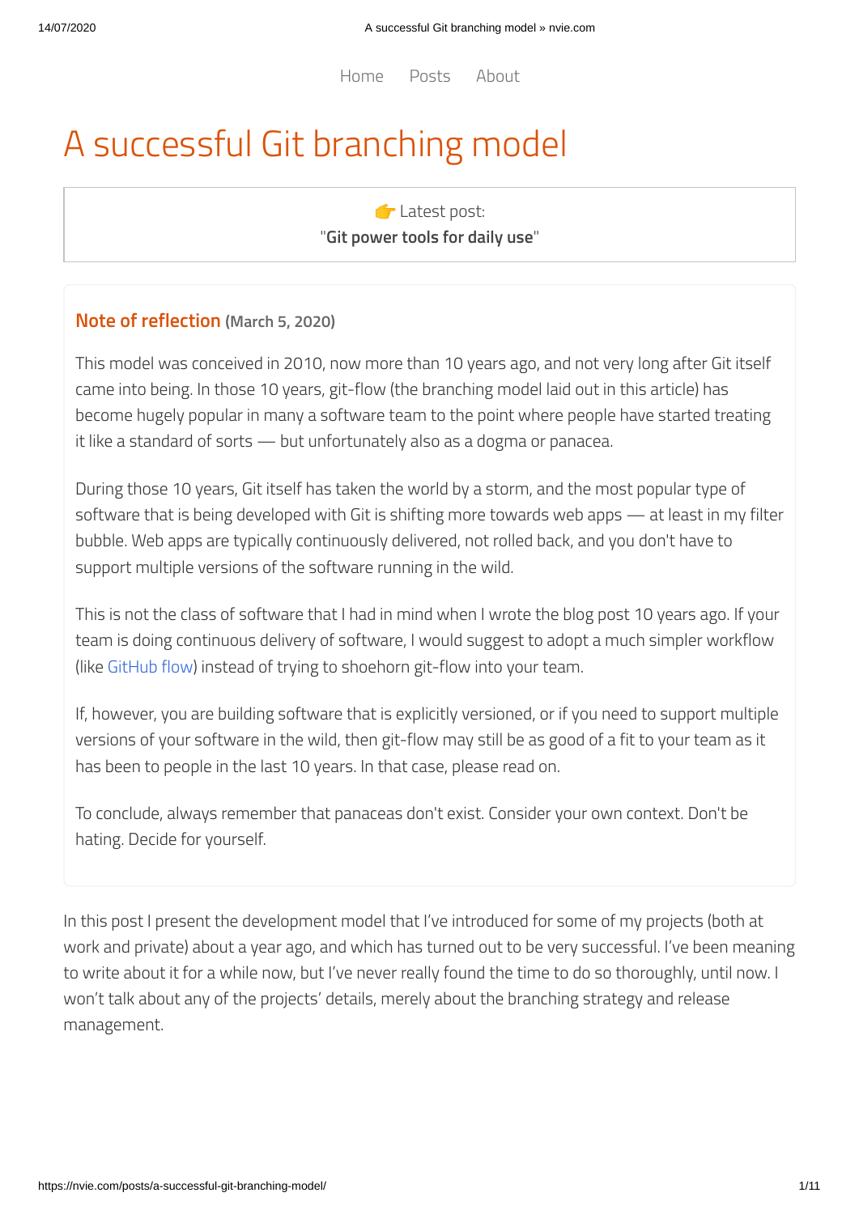Home Posts About

# A successful Git branching model

👉 Latest post:
"**Git power tools for daily use**"

## Note of reflection (March 5, 2020)

This model was conceived in 2010, now more than 10 years ago, and not very long after Git itself came into being. In those 10 years, git-flow (the branching model laid out in this article) has become hugely popular in many a software team to the point where people have started treating it like a standard of sorts — but unfortunately also as a dogma or panacea.

During those 10 years, Git itself has taken the world by a storm, and the most popular type of software that is being developed with Git is shifting more towards web apps — at least in my filter bubble. Web apps are typically continuously delivered, not rolled back, and you don't have to support multiple versions of the software running in the wild.

This is not the class of software that I had in mind when I wrote the blog post 10 years ago. If your team is doing continuous delivery of software, I would suggest to adopt a much simpler workflow (like GitHub flow) instead of trying to shoehorn git-flow into your team.

If, however, you are building software that is explicitly versioned, or if you need to support multiple versions of your software in the wild, then git-flow may still be as good of a fit to your team as it has been to people in the last 10 years. In that case, please read on.

To conclude, always remember that panaceas don't exist. Consider your own context. Don't be hating. Decide for yourself.

In this post I present the development model that I've introduced for some of my projects (both at work and private) about a year ago, and which has turned out to be very successful. I've been meaning to write about it for a while now, but I've never really found the time to do so thoroughly, until now. I won't talk about any of the projects' details, merely about the branching strategy and release management.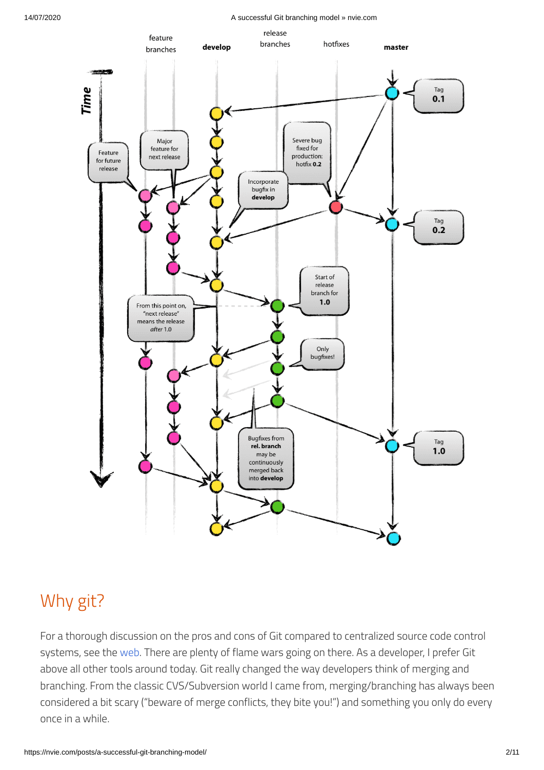# Why git?

For a thorough discussion on the pros and cons of Git compared to centralized source code control systems, see the web. There are plenty of flame wars going on there. As a developer, I prefer Git above all other tools around today. Git really changed the way developers think of merging and branching. From the classic CVS/Subversion world I came from, merging/branching has always been considered a bit scary ("beware of merge conflicts, they bite you!") and something you only do every once in a while.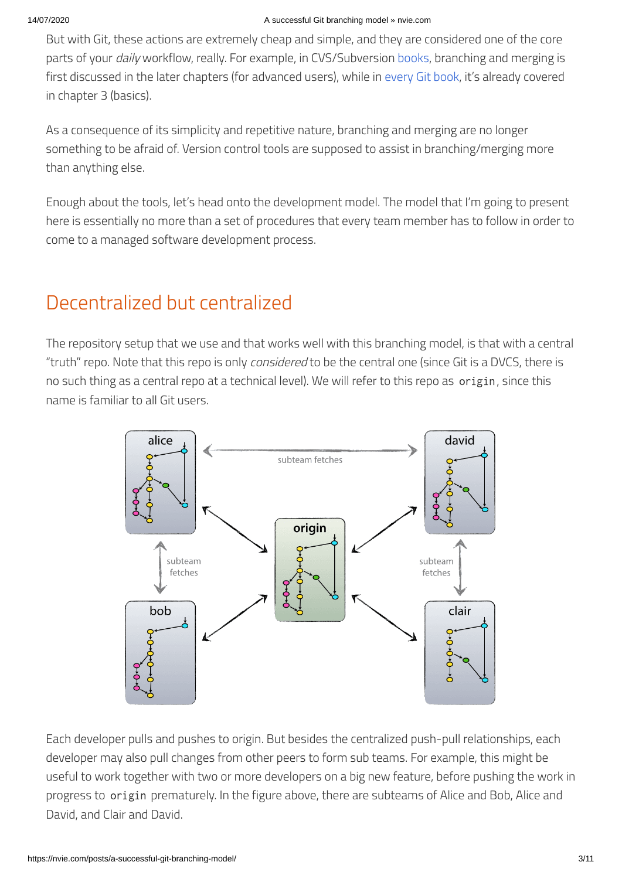But with Git, these actions are extremely cheap and simple, and they are considered one of the core parts of your *daily* workflow, really. For example, in CVS/Subversion books, branching and merging is first discussed in the later chapters (for advanced users), while in every Git book, it's already covered in chapter 3 (basics).

As a consequence of its simplicity and repetitive nature, branching and merging are no longer something to be afraid of. Version control tools are supposed to assist in branching/merging more than anything else.

Enough about the tools, let's head onto the development model. The model that I'm going to present here is essentially no more than a set of procedures that every team member has to follow in order to come to a managed software development process.

## Decentralized but centralized

The repository setup that we use and that works well with this branching model, is that with a central "truth" repo. Note that this repo is only *considered* to be the central one (since Git is a DVCS, there is no such thing as a central repo at a technical level). We will refer to this repo as `origin`, since this name is familiar to all Git users.

Each developer pulls and pushes to origin. But besides the centralized push-pull relationships, each developer may also pull changes from other peers to form sub teams. For example, this might be useful to work together with two or more developers on a big new feature, before pushing the work in progress to `origin` prematurely. In the figure above, there are subteams of Alice and Bob, Alice and David, and Clair and David.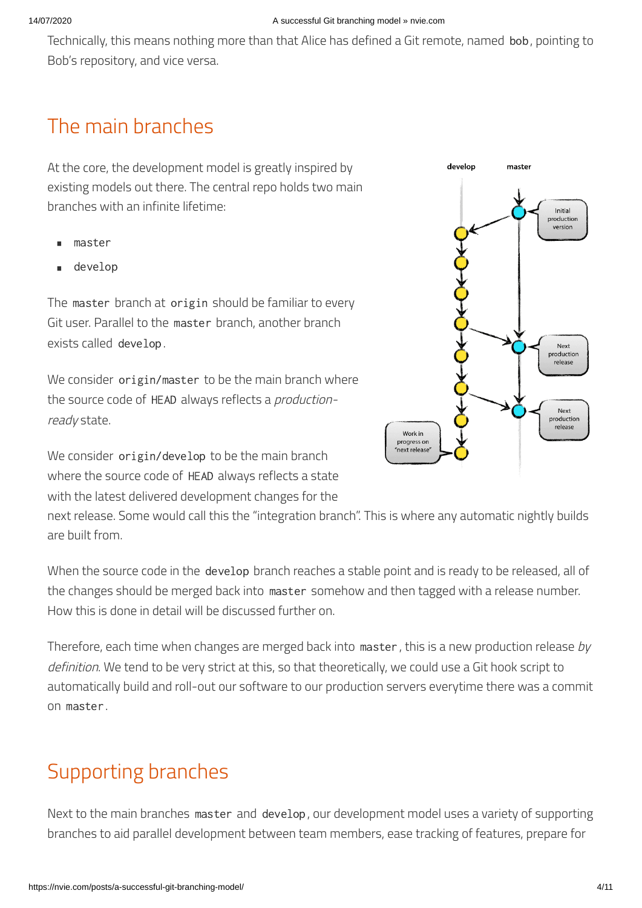Technically, this means nothing more than that Alice has defined a Git remote, named `bob`, pointing to Bob's repository, and vice versa.

## The main branches

At the core, the development model is greatly inspired by existing models out there. The central repo holds two main branches with an infinite lifetime:

- `master`
- `develop`

The `master` branch at `origin` should be familiar to every Git user. Parallel to the `master` branch, another branch exists called `develop`.

We consider `origin/master` to be the main branch where the source code of `HEAD` always reflects a *production-ready* state.

We consider `origin/develop` to be the main branch where the source code of `HEAD` always reflects a state with the latest delivered development changes for the next release. Some would call this the "integration branch". This is where any automatic nightly builds are built from.

When the source code in the `develop` branch reaches a stable point and is ready to be released, all of the changes should be merged back into `master` somehow and then tagged with a release number. How this is done in detail will be discussed further on.

Therefore, each time when changes are merged back into `master`, this is a new production release *by definition*. We tend to be very strict at this, so that theoretically, we could use a Git hook script to automatically build and roll-out our software to our production servers everytime there was a commit on `master`.

## Supporting branches

Next to the main branches `master` and `develop`, our development model uses a variety of supporting branches to aid parallel development between team members, ease tracking of features, prepare for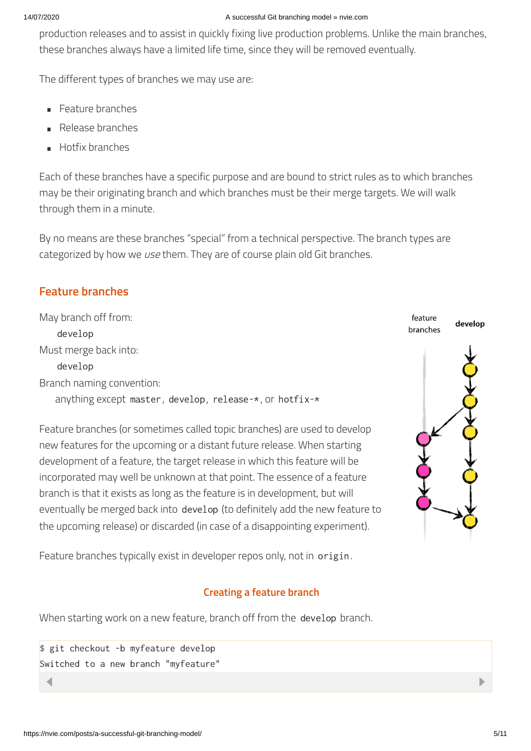production releases and to assist in quickly fixing live production problems. Unlike the main branches, these branches always have a limited life time, since they will be removed eventually.

The different types of branches we may use are:

- Feature branches
- Release branches
- Hotfix branches

Each of these branches have a specific purpose and are bound to strict rules as to which branches may be their originating branch and which branches must be their merge targets. We will walk through them in a minute.

By no means are these branches “special” from a technical perspective. The branch types are categorized by how we *use* them. They are of course plain old Git branches.

## Feature branches

May branch off from:
`develop`
Must merge back into:
`develop`
Branch naming convention:
anything except `master`, `develop`, `release-*`, or `hotfix-*`

Feature branches (or sometimes called topic branches) are used to develop new features for the upcoming or a distant future release. When starting development of a feature, the target release in which this feature will be incorporated may well be unknown at that point. The essence of a feature branch is that it exists as long as the feature is in development, but will eventually be merged back into `develop` (to definitely add the new feature to the upcoming release) or discarded (in case of a disappointing experiment).

feature branches    develop

Feature branches typically exist in developer repos only, not in `origin`.

### Creating a feature branch

When starting work on a new feature, branch off from the `develop` branch.

```
$ git checkout -b myfeature develop
Switched to a new branch "myfeature"
```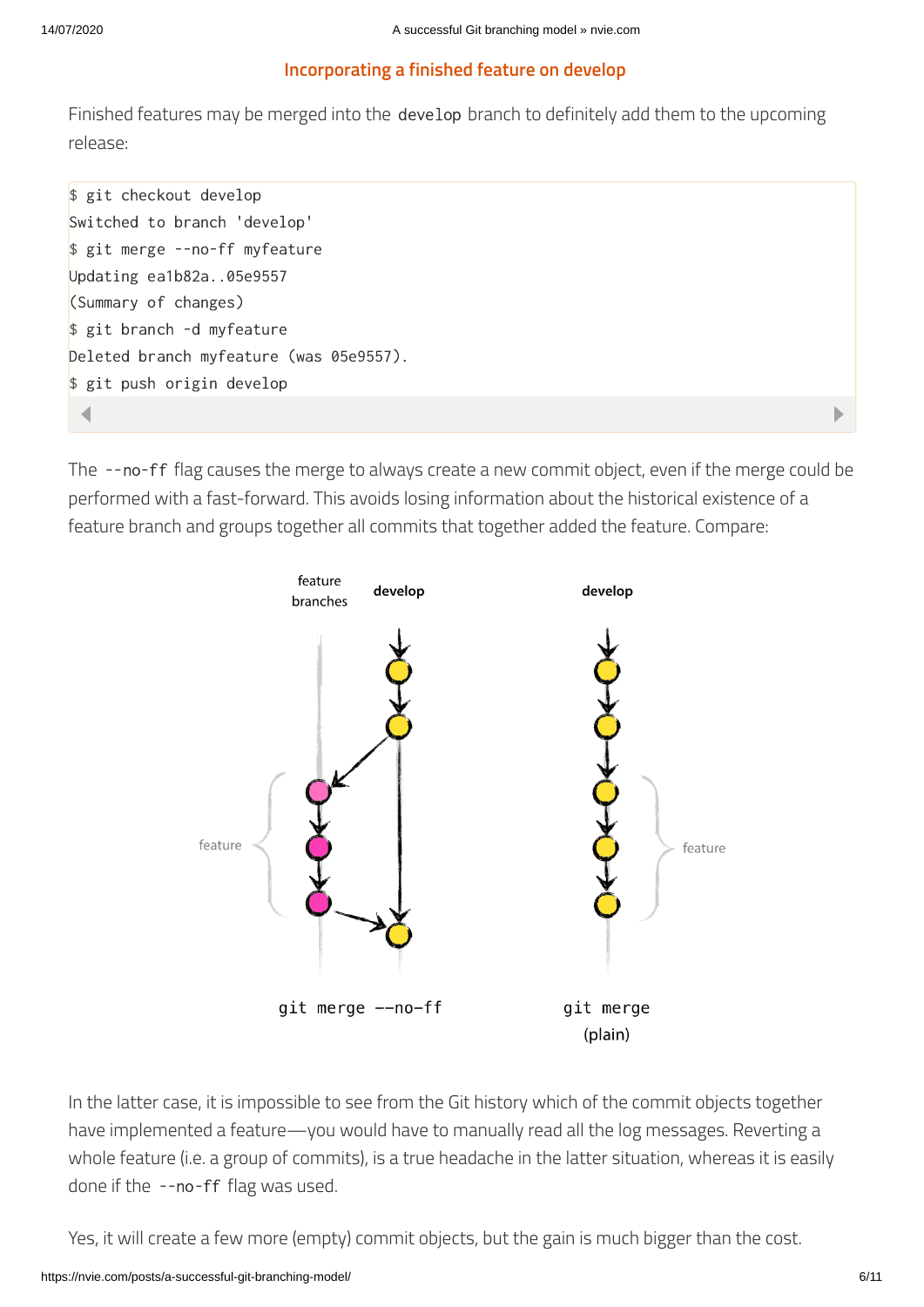### Incorporating a finished feature on develop

Finished features may be merged into the `develop` branch to definitely add them to the upcoming release:

```
$ git checkout develop
Switched to branch 'develop'
$ git merge --no-ff myfeature
Updating ea1b82a..05e9557
(Summary of changes)
$ git branch -d myfeature
Deleted branch myfeature (was 05e9557).
$ git push origin develop
```

The `--no-ff` flag causes the merge to always create a new commit object, even if the merge could be performed with a fast-forward. This avoids losing information about the historical existence of a feature branch and groups together all commits that together added the feature. Compare:

In the latter case, it is impossible to see from the Git history which of the commit objects together have implemented a feature—you would have to manually read all the log messages. Reverting a whole feature (i.e. a group of commits), is a true headache in the latter situation, whereas it is easily done if the `--no-ff` flag was used.

Yes, it will create a few more (empty) commit objects, but the gain is much bigger than the cost.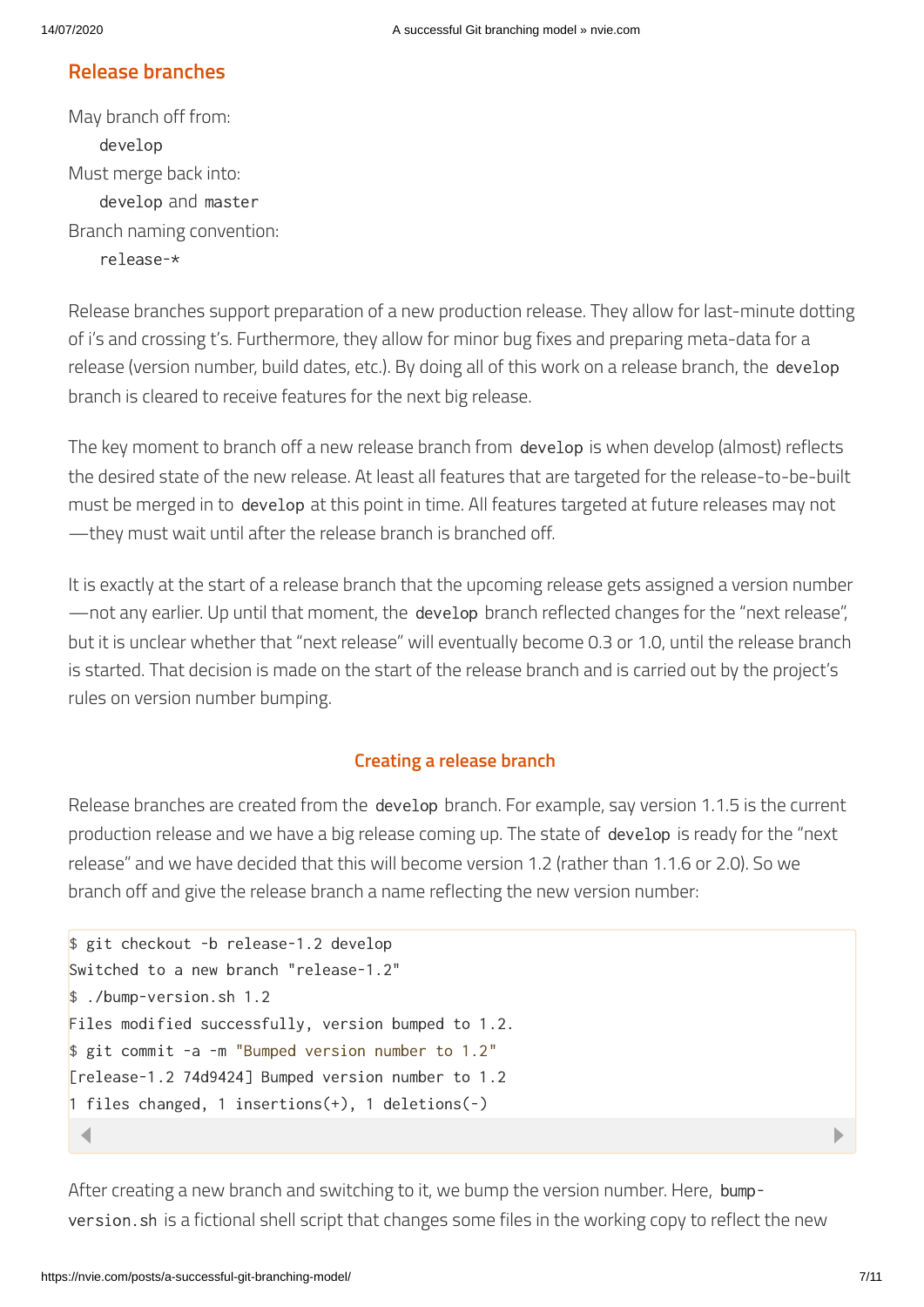### Release branches

May branch off from:
&nbsp;&nbsp;&nbsp;&nbsp;`develop`
Must merge back into:
&nbsp;&nbsp;&nbsp;&nbsp;`develop` and `master`
Branch naming convention:
&nbsp;&nbsp;&nbsp;&nbsp;`release-*`

Release branches support preparation of a new production release. They allow for last-minute dotting of i's and crossing t's. Furthermore, they allow for minor bug fixes and preparing meta-data for a release (version number, build dates, etc.). By doing all of this work on a release branch, the `develop` branch is cleared to receive features for the next big release.

The key moment to branch off a new release branch from `develop` is when develop (almost) reflects the desired state of the new release. At least all features that are targeted for the release-to-be-built must be merged in to `develop` at this point in time. All features targeted at future releases may not—they must wait until after the release branch is branched off.

It is exactly at the start of a release branch that the upcoming release gets assigned a version number—not any earlier. Up until that moment, the `develop` branch reflected changes for the "next release", but it is unclear whether that "next release" will eventually become 0.3 or 1.0, until the release branch is started. That decision is made on the start of the release branch and is carried out by the project's rules on version number bumping.

#### Creating a release branch

Release branches are created from the `develop` branch. For example, say version 1.1.5 is the current production release and we have a big release coming up. The state of `develop` is ready for the "next release" and we have decided that this will become version 1.2 (rather than 1.1.6 or 2.0). So we branch off and give the release branch a name reflecting the new version number:

```
$ git checkout -b release-1.2 develop
Switched to a new branch "release-1.2"
$ ./bump-version.sh 1.2
Files modified successfully, version bumped to 1.2.
$ git commit -a -m "Bumped version number to 1.2"
[release-1.2 74d9424] Bumped version number to 1.2
1 files changed, 1 insertions(+), 1 deletions(-)
```

After creating a new branch and switching to it, we bump the version number. Here, `bump-version.sh` is a fictional shell script that changes some files in the working copy to reflect the new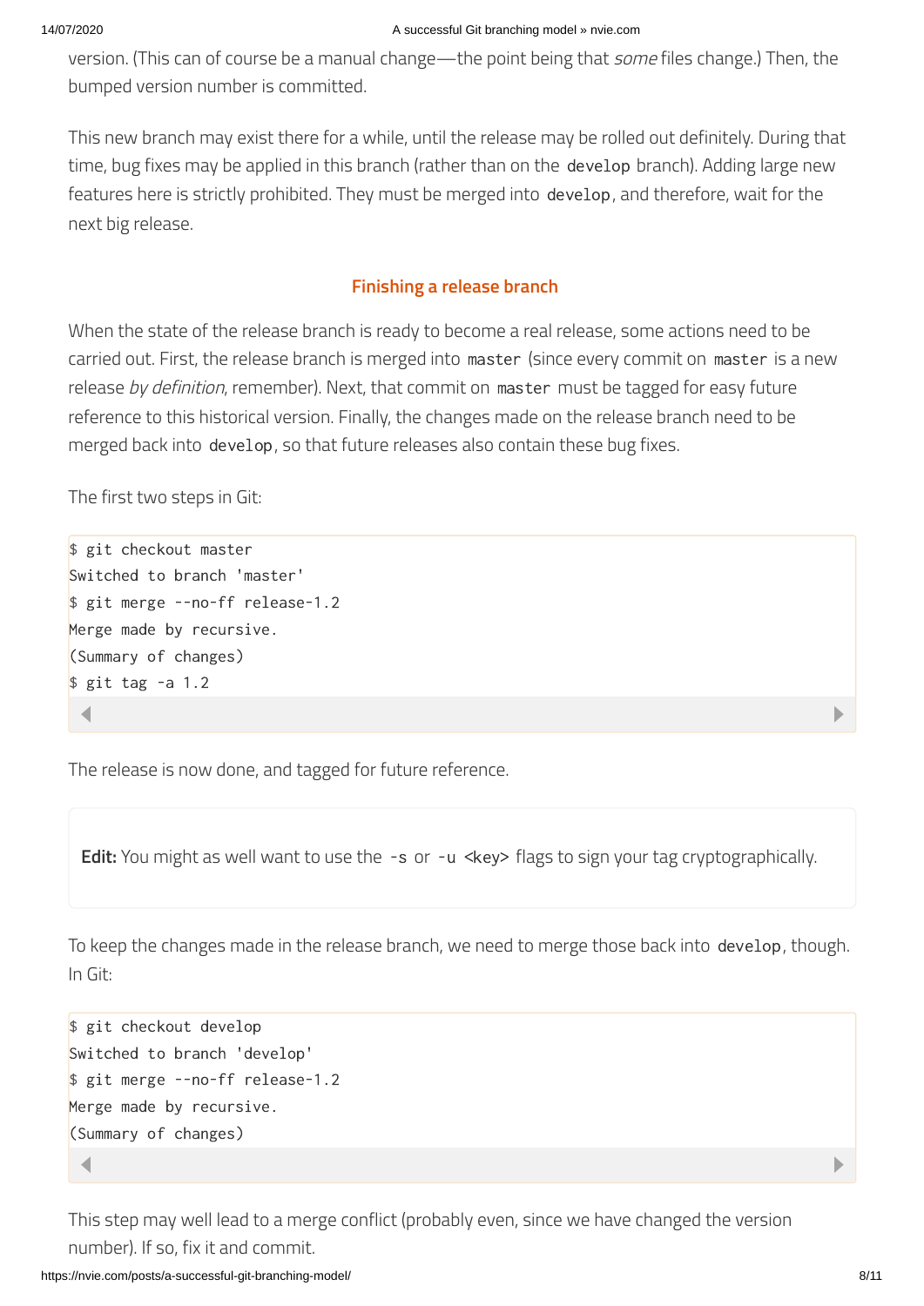version. (This can of course be a manual change—the point being that *some* files change.) Then, the bumped version number is committed.

This new branch may exist there for a while, until the release may be rolled out definitely. During that time, bug fixes may be applied in this branch (rather than on the `develop` branch). Adding large new features here is strictly prohibited. They must be merged into `develop`, and therefore, wait for the next big release.

### Finishing a release branch

When the state of the release branch is ready to become a real release, some actions need to be carried out. First, the release branch is merged into `master` (since every commit on `master` is a new release *by definition*, remember). Next, that commit on `master` must be tagged for easy future reference to this historical version. Finally, the changes made on the release branch need to be merged back into `develop`, so that future releases also contain these bug fixes.

The first two steps in Git:

```
$ git checkout master
Switched to branch 'master'
$ git merge --no-ff release-1.2
Merge made by recursive.
(Summary of changes)
$ git tag -a 1.2
```

The release is now done, and tagged for future reference.

> **Edit:** You might as well want to use the `-s` or `-u <key>` flags to sign your tag cryptographically.

To keep the changes made in the release branch, we need to merge those back into `develop`, though. In Git:

```
$ git checkout develop
Switched to branch 'develop'
$ git merge --no-ff release-1.2
Merge made by recursive.
(Summary of changes)
```

This step may well lead to a merge conflict (probably even, since we have changed the version number). If so, fix it and commit.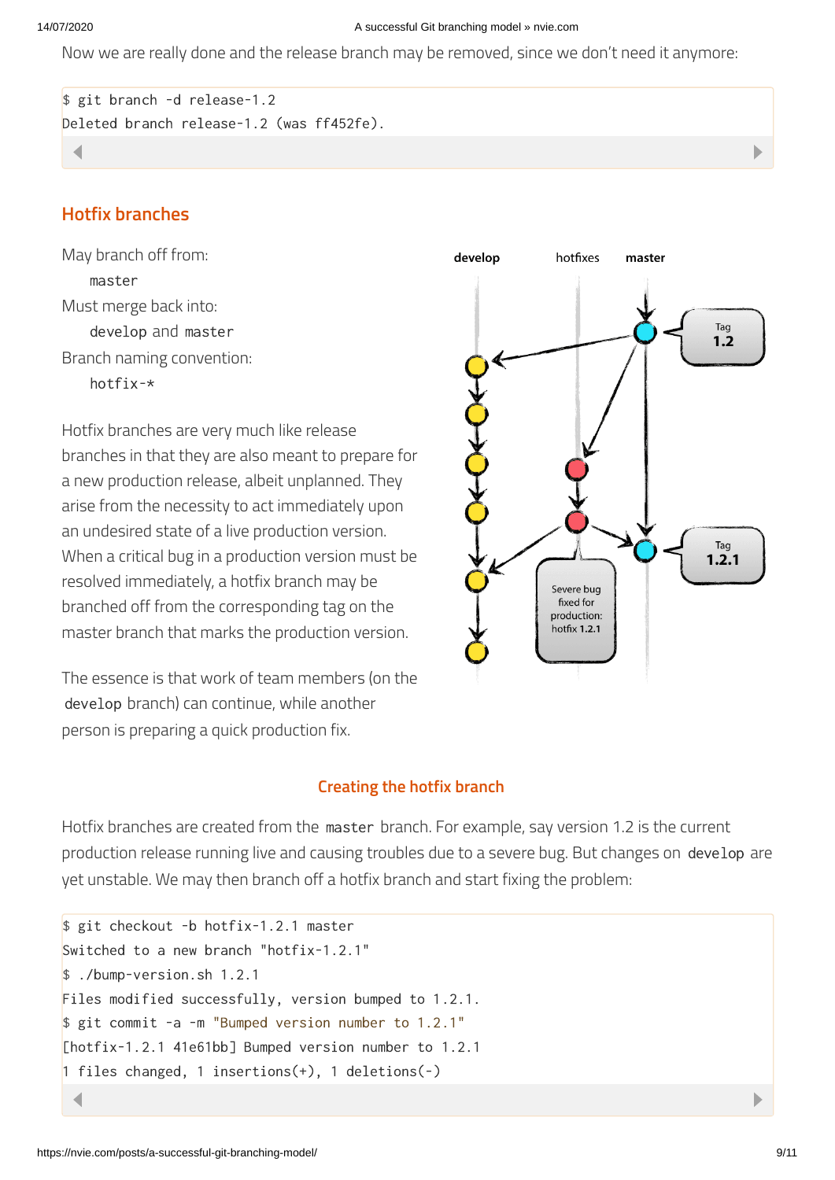Now we are really done and the release branch may be removed, since we don't need it anymore:

```
$ git branch -d release-1.2
Deleted branch release-1.2 (was ff452fe).
```

### Hotfix branches

May branch off from:
    `master`
Must merge back into:
    `develop` and `master`
Branch naming convention:
    `hotfix-*`

Hotfix branches are very much like release branches in that they are also meant to prepare for a new production release, albeit unplanned. They arise from the necessity to act immediately upon an undesired state of a live production version. When a critical bug in a production version must be resolved immediately, a hotfix branch may be branched off from the corresponding tag on the master branch that marks the production version.

The essence is that work of team members (on the `develop` branch) can continue, while another person is preparing a quick production fix.

#### Creating the hotfix branch

Hotfix branches are created from the `master` branch. For example, say version 1.2 is the current production release running live and causing troubles due to a severe bug. But changes on `develop` are yet unstable. We may then branch off a hotfix branch and start fixing the problem:

```
$ git checkout -b hotfix-1.2.1 master
Switched to a new branch "hotfix-1.2.1"
$ ./bump-version.sh 1.2.1
Files modified successfully, version bumped to 1.2.1.
$ git commit -a -m "Bumped version number to 1.2.1"
[hotfix-1.2.1 41e61bb] Bumped version number to 1.2.1
1 files changed, 1 insertions(+), 1 deletions(-)
```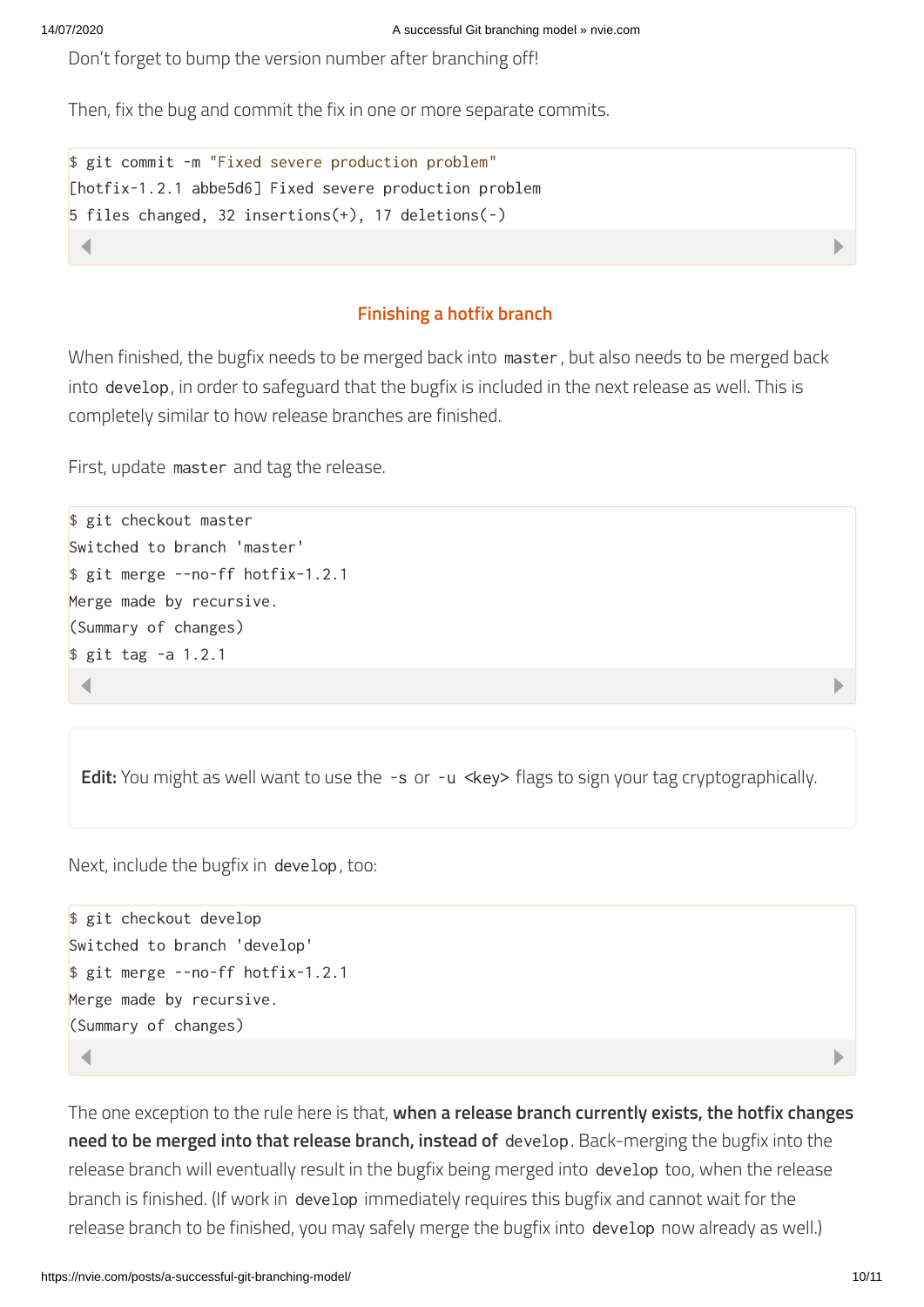Don't forget to bump the version number after branching off!

Then, fix the bug and commit the fix in one or more separate commits.

```
$ git commit -m "Fixed severe production problem"
[hotfix-1.2.1 abbe5d6] Fixed severe production problem
5 files changed, 32 insertions(+), 17 deletions(-)
```

### Finishing a hotfix branch

When finished, the bugfix needs to be merged back into `master`, but also needs to be merged back into `develop`, in order to safeguard that the bugfix is included in the next release as well. This is completely similar to how release branches are finished.

First, update `master` and tag the release.

```
$ git checkout master
Switched to branch 'master'
$ git merge --no-ff hotfix-1.2.1
Merge made by recursive.
(Summary of changes)
$ git tag -a 1.2.1
```

**Edit:** You might as well want to use the `-s` or `-u <key>` flags to sign your tag cryptographically.

Next, include the bugfix in `develop`, too:

```
$ git checkout develop
Switched to branch 'develop'
$ git merge --no-ff hotfix-1.2.1
Merge made by recursive.
(Summary of changes)
```

The one exception to the rule here is that, **when a release branch currently exists, the hotfix changes need to be merged into that release branch, instead of** `develop`. Back-merging the bugfix into the release branch will eventually result in the bugfix being merged into `develop` too, when the release branch is finished. (If work in `develop` immediately requires this bugfix and cannot wait for the release branch to be finished, you may safely merge the bugfix into `develop` now already as well.)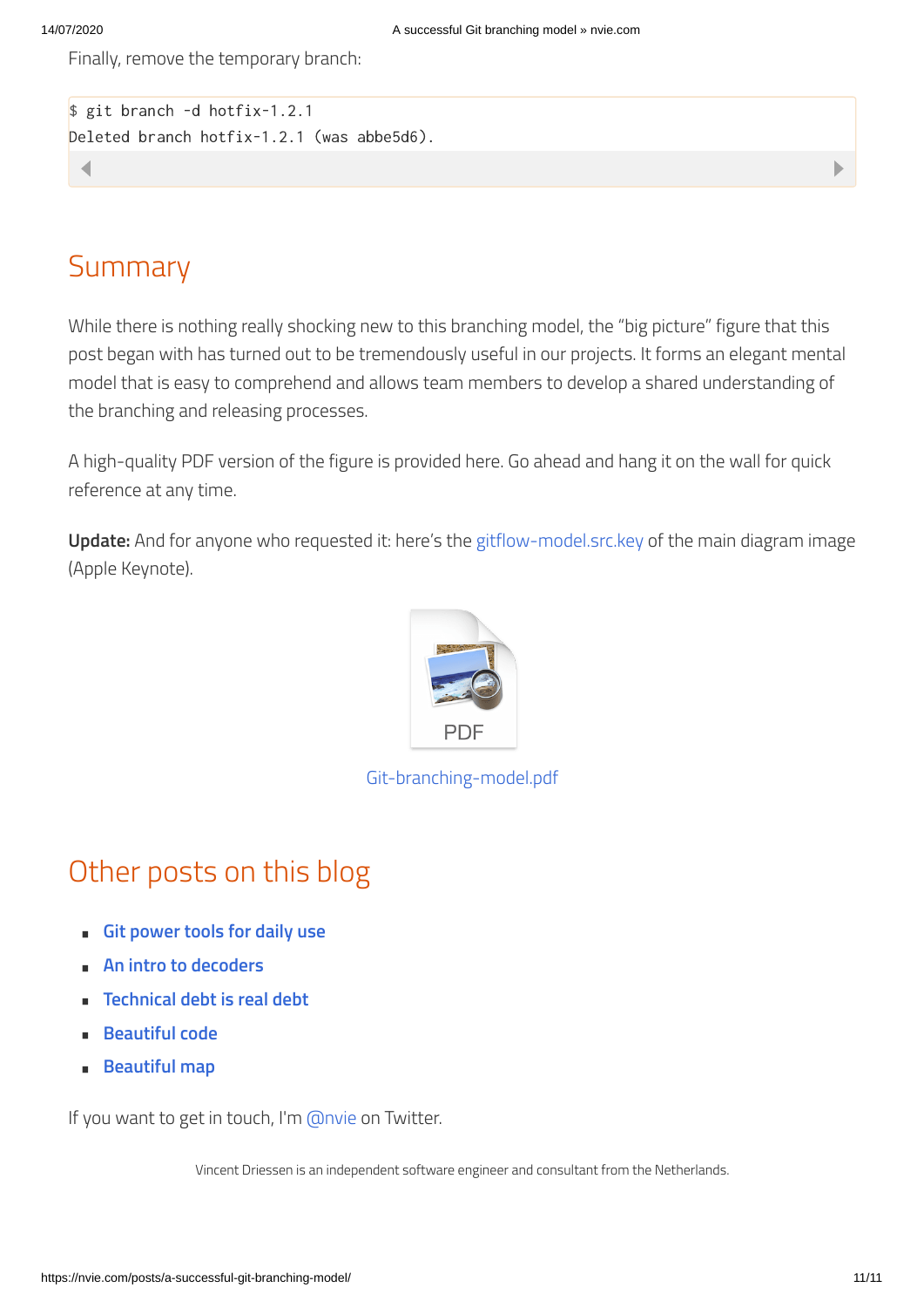Finally, remove the temporary branch:

```
$ git branch -d hotfix-1.2.1
Deleted branch hotfix-1.2.1 (was abbe5d6).
```

## Summary

While there is nothing really shocking new to this branching model, the "big picture" figure that this post began with has turned out to be tremendously useful in our projects. It forms an elegant mental model that is easy to comprehend and allows team members to develop a shared understanding of the branching and releasing processes.

A high-quality PDF version of the figure is provided here. Go ahead and hang it on the wall for quick reference at any time.

**Update:** And for anyone who requested it: here's the gitflow-model.src.key of the main diagram image (Apple Keynote).

PDF

Git-branching-model.pdf

## Other posts on this blog

- **Git power tools for daily use**
- **An intro to decoders**
- **Technical debt is real debt**
- **Beautiful code**
- **Beautiful map**

If you want to get in touch, I'm @nvie on Twitter.

Vincent Driessen is an independent software engineer and consultant from the Netherlands.